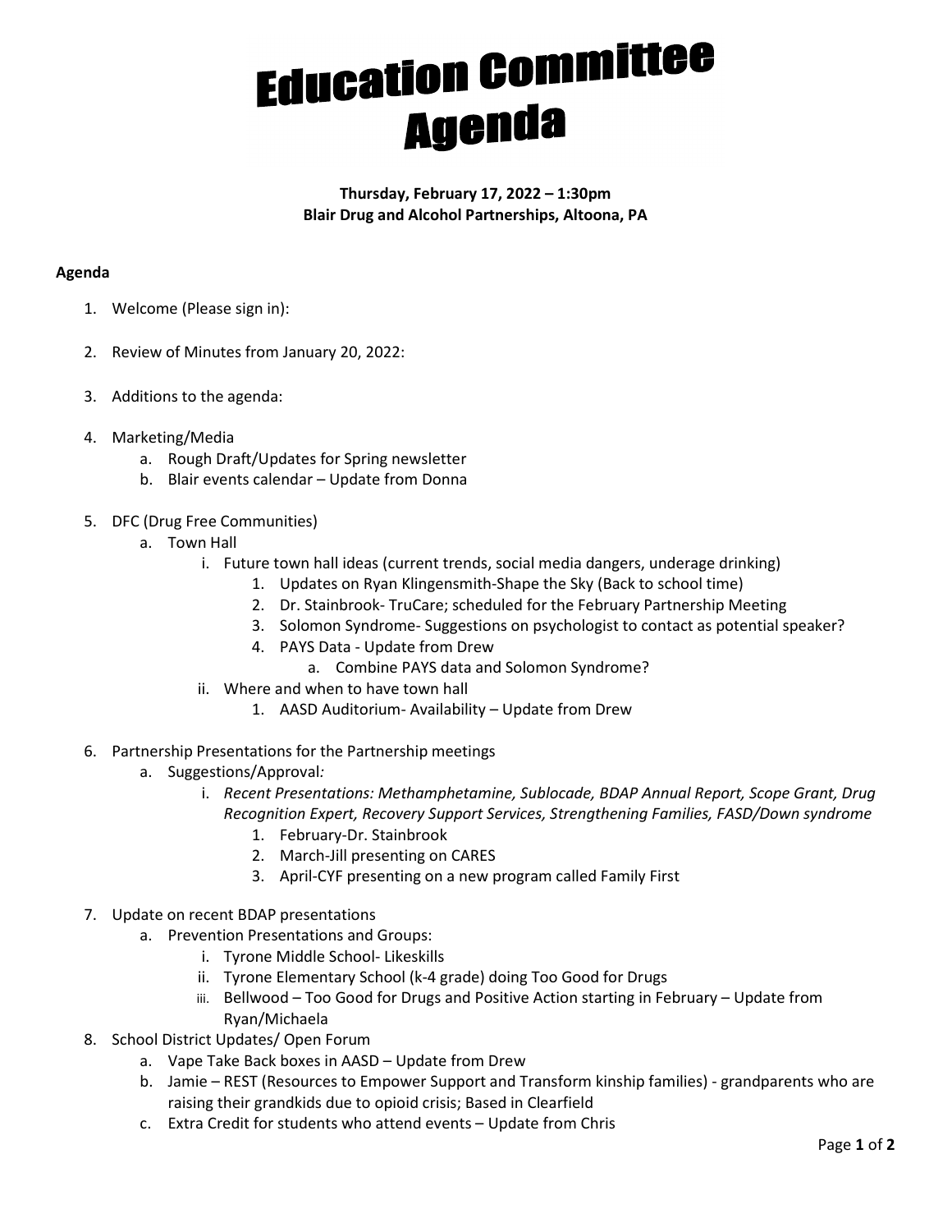# Education Committee Agenda

**Thursday, February 17, 2022 – 1:30pm**
**Blair Drug and Alcohol Partnerships, Altoona, PA**

**Agenda**

1. Welcome (Please sign in):
2. Review of Minutes from January 20, 2022:
3. Additions to the agenda:
4. Marketing/Media
   a. Rough Draft/Updates for Spring newsletter
   b. Blair events calendar – Update from Donna
5. DFC (Drug Free Communities)
   a. Town Hall
      i. Future town hall ideas (current trends, social media dangers, underage drinking)
         1. Updates on Ryan Klingensmith-Shape the Sky (Back to school time)
         2. Dr. Stainbrook- TruCare; scheduled for the February Partnership Meeting
         3. Solomon Syndrome- Suggestions on psychologist to contact as potential speaker?
         4. PAYS Data - Update from Drew
            a. Combine PAYS data and Solomon Syndrome?
      ii. Where and when to have town hall
         1. AASD Auditorium- Availability – Update from Drew
6. Partnership Presentations for the Partnership meetings
   a. Suggestions/Approval*:*
      i. *Recent Presentations: Methamphetamine, Sublocade, BDAP Annual Report, Scope Grant, Drug Recognition Expert, Recovery Support Services, Strengthening Families, FASD/Down syndrome*
         1. February-Dr. Stainbrook
         2. March-Jill presenting on CARES
         3. April-CYF presenting on a new program called Family First
7. Update on recent BDAP presentations
   a. Prevention Presentations and Groups:
      i. Tyrone Middle School- Likeskills
      ii. Tyrone Elementary School (k-4 grade) doing Too Good for Drugs
      iii. Bellwood – Too Good for Drugs and Positive Action starting in February – Update from Ryan/Michaela
8. School District Updates/ Open Forum
   a. Vape Take Back boxes in AASD – Update from Drew
   b. Jamie – REST (Resources to Empower Support and Transform kinship families) - grandparents who are raising their grandkids due to opioid crisis; Based in Clearfield
   c. Extra Credit for students who attend events – Update from Chris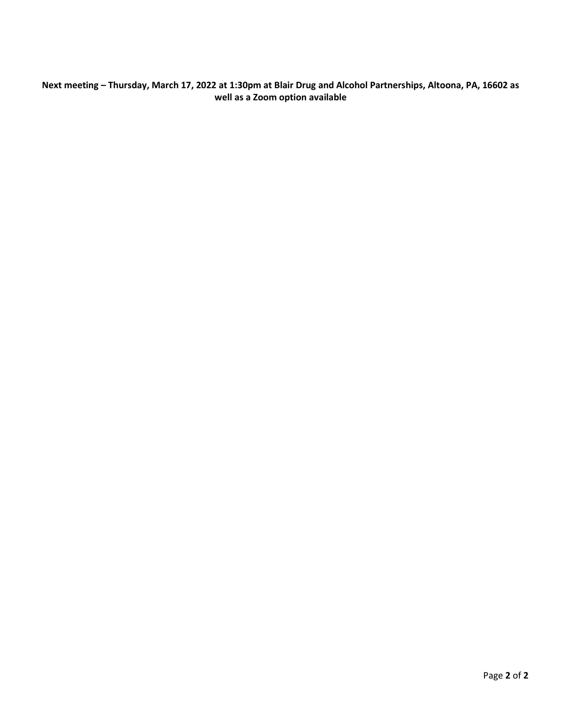**Next meeting – Thursday, March 17, 2022 at 1:30pm at Blair Drug and Alcohol Partnerships, Altoona, PA, 16602 as well as a Zoom option available**